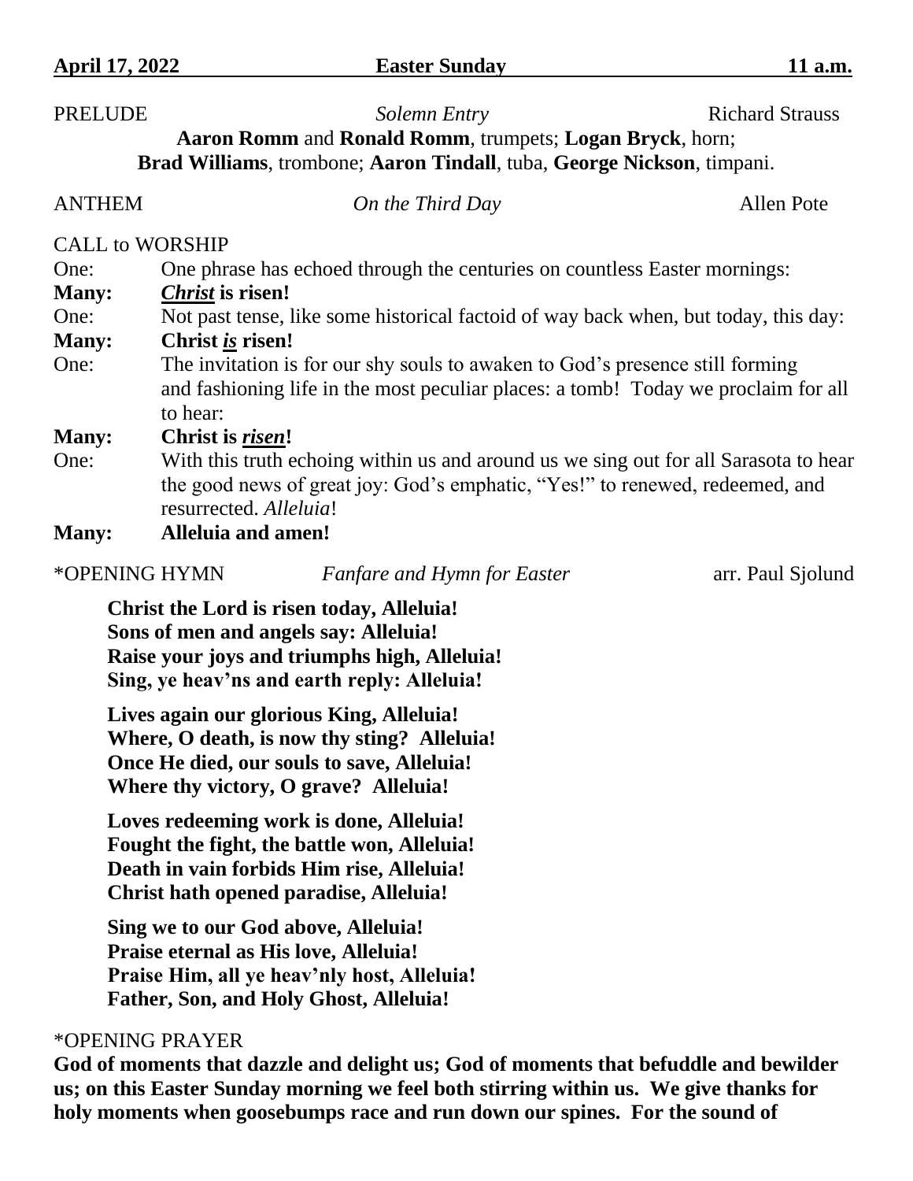**April 17, 2022 — Easter Sunday — 11 a.m.**

PRELUDE *Solemn Entry* Richard Strauss

**Aaron Romm** and **Ronald Romm**, trumpets; **Logan Bryck**, horn;
**Brad Williams**, trombone; **Aaron Tindall**, tuba, **George Nickson**, timpani.

ANTHEM *On the Third Day* Allen Pote

CALL to WORSHIP

One: One phrase has echoed through the centuries on countless Easter mornings:

**Many: *Christ* is risen!**

One: Not past tense, like some historical factoid of way back when, but today, this day:

**Many: Christ *is* risen!**

One: The invitation is for our shy souls to awaken to God's presence still forming and fashioning life in the most peculiar places: a tomb! Today we proclaim for all to hear:

**Many: Christ is *risen*!**

One: With this truth echoing within us and around us we sing out for all Sarasota to hear the good news of great joy: God's emphatic, "Yes!" to renewed, redeemed, and resurrected. *Alleluia*!

**Many: Alleluia and amen!**

*OPENING HYMN *Fanfare and Hymn for Easter* arr. Paul Sjolund

**Christ the Lord is risen today, Alleluia!**
**Sons of men and angels say: Alleluia!**
**Raise your joys and triumphs high, Alleluia!**
**Sing, ye heav'ns and earth reply: Alleluia!**

**Lives again our glorious King, Alleluia!**
**Where, O death, is now thy sting? Alleluia!**
**Once He died, our souls to save, Alleluia!**
**Where thy victory, O grave? Alleluia!**

**Loves redeeming work is done, Alleluia!**
**Fought the fight, the battle won, Alleluia!**
**Death in vain forbids Him rise, Alleluia!**
**Christ hath opened paradise, Alleluia!**

**Sing we to our God above, Alleluia!**
**Praise eternal as His love, Alleluia!**
**Praise Him, all ye heav'nly host, Alleluia!**
**Father, Son, and Holy Ghost, Alleluia!**

*OPENING PRAYER

**God of moments that dazzle and delight us; God of moments that befuddle and bewilder us; on this Easter Sunday morning we feel both stirring within us. We give thanks for holy moments when goosebumps race and run down our spines. For the sound of**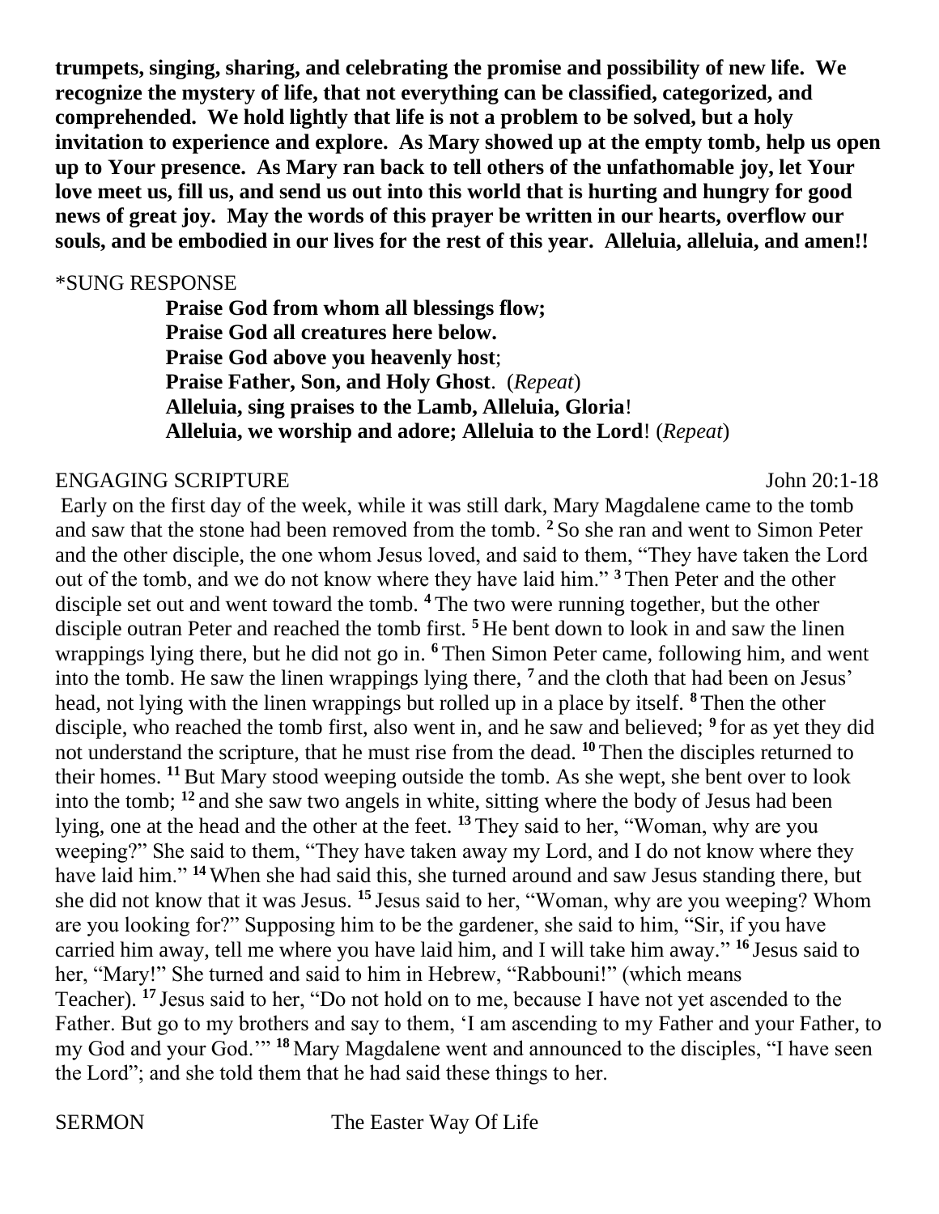**trumpets, singing, sharing, and celebrating the promise and possibility of new life. We recognize the mystery of life, that not everything can be classified, categorized, and comprehended. We hold lightly that life is not a problem to be solved, but a holy invitation to experience and explore. As Mary showed up at the empty tomb, help us open up to Your presence. As Mary ran back to tell others of the unfathomable joy, let Your love meet us, fill us, and send us out into this world that is hurting and hungry for good news of great joy. May the words of this prayer be written in our hearts, overflow our souls, and be embodied in our lives for the rest of this year. Alleluia, alleluia, and amen!!**

*SUNG RESPONSE

> **Praise God from whom all blessings flow;**
> **Praise God all creatures here below.**
> **Praise God above you heavenly host**;
> **Praise Father, Son, and Holy Ghost**. (*Repeat*)
> **Alleluia, sing praises to the Lamb, Alleluia, Gloria**!
> **Alleluia, we worship and adore; Alleluia to the Lord**! (*Repeat*)

ENGAGING SCRIPTURE John 20:1-18

Early on the first day of the week, while it was still dark, Mary Magdalene came to the tomb and saw that the stone had been removed from the tomb. **2** So she ran and went to Simon Peter and the other disciple, the one whom Jesus loved, and said to them, "They have taken the Lord out of the tomb, and we do not know where they have laid him." **3** Then Peter and the other disciple set out and went toward the tomb. **4** The two were running together, but the other disciple outran Peter and reached the tomb first. **5** He bent down to look in and saw the linen wrappings lying there, but he did not go in. **6** Then Simon Peter came, following him, and went into the tomb. He saw the linen wrappings lying there, **7** and the cloth that had been on Jesus' head, not lying with the linen wrappings but rolled up in a place by itself. **8** Then the other disciple, who reached the tomb first, also went in, and he saw and believed; **9** for as yet they did not understand the scripture, that he must rise from the dead. **10** Then the disciples returned to their homes. **11** But Mary stood weeping outside the tomb. As she wept, she bent over to look into the tomb; **12** and she saw two angels in white, sitting where the body of Jesus had been lying, one at the head and the other at the feet. **13** They said to her, "Woman, why are you weeping?" She said to them, "They have taken away my Lord, and I do not know where they have laid him." **14** When she had said this, she turned around and saw Jesus standing there, but she did not know that it was Jesus. **15** Jesus said to her, "Woman, why are you weeping? Whom are you looking for?" Supposing him to be the gardener, she said to him, "Sir, if you have carried him away, tell me where you have laid him, and I will take him away." **16** Jesus said to her, "Mary!" She turned and said to him in Hebrew, "Rabbouni!" (which means Teacher). **17** Jesus said to her, "Do not hold on to me, because I have not yet ascended to the Father. But go to my brothers and say to them, 'I am ascending to my Father and your Father, to my God and your God.'" **18** Mary Magdalene went and announced to the disciples, "I have seen the Lord"; and she told them that he had said these things to her.

SERMON The Easter Way Of Life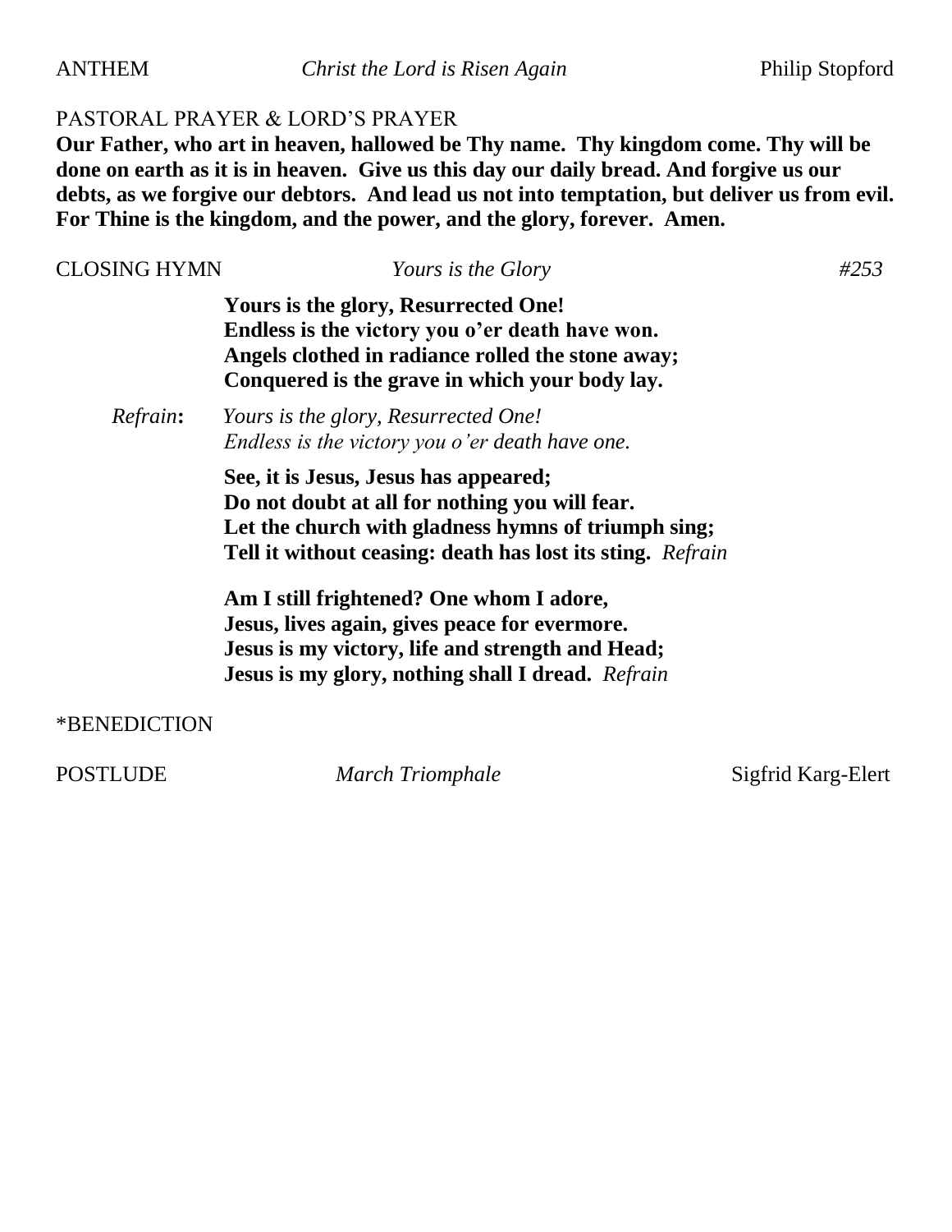ANTHEM *Christ the Lord is Risen Again* Philip Stopford

PASTORAL PRAYER & LORD'S PRAYER

**Our Father, who art in heaven, hallowed be Thy name. Thy kingdom come. Thy will be done on earth as it is in heaven. Give us this day our daily bread. And forgive us our debts, as we forgive our debtors. And lead us not into temptation, but deliver us from evil. For Thine is the kingdom, and the power, and the glory, forever. Amen.**

CLOSING HYMN *Yours is the Glory* *#253*

**Yours is the glory, Resurrected One!**
**Endless is the victory you o'er death have won.**
**Angels clothed in radiance rolled the stone away;**
**Conquered is the grave in which your body lay.**

*Refrain*: *Yours is the glory, Resurrected One!*
*Endless is the victory you o'er death have one.*

**See, it is Jesus, Jesus has appeared;**
**Do not doubt at all for nothing you will fear.**
**Let the church with gladness hymns of triumph sing;**
**Tell it without ceasing: death has lost its sting.** *Refrain*

**Am I still frightened? One whom I adore,**
**Jesus, lives again, gives peace for evermore.**
**Jesus is my victory, life and strength and Head;**
**Jesus is my glory, nothing shall I dread.** *Refrain*

*BENEDICTION

POSTLUDE *March Triomphale* Sigfrid Karg-Elert